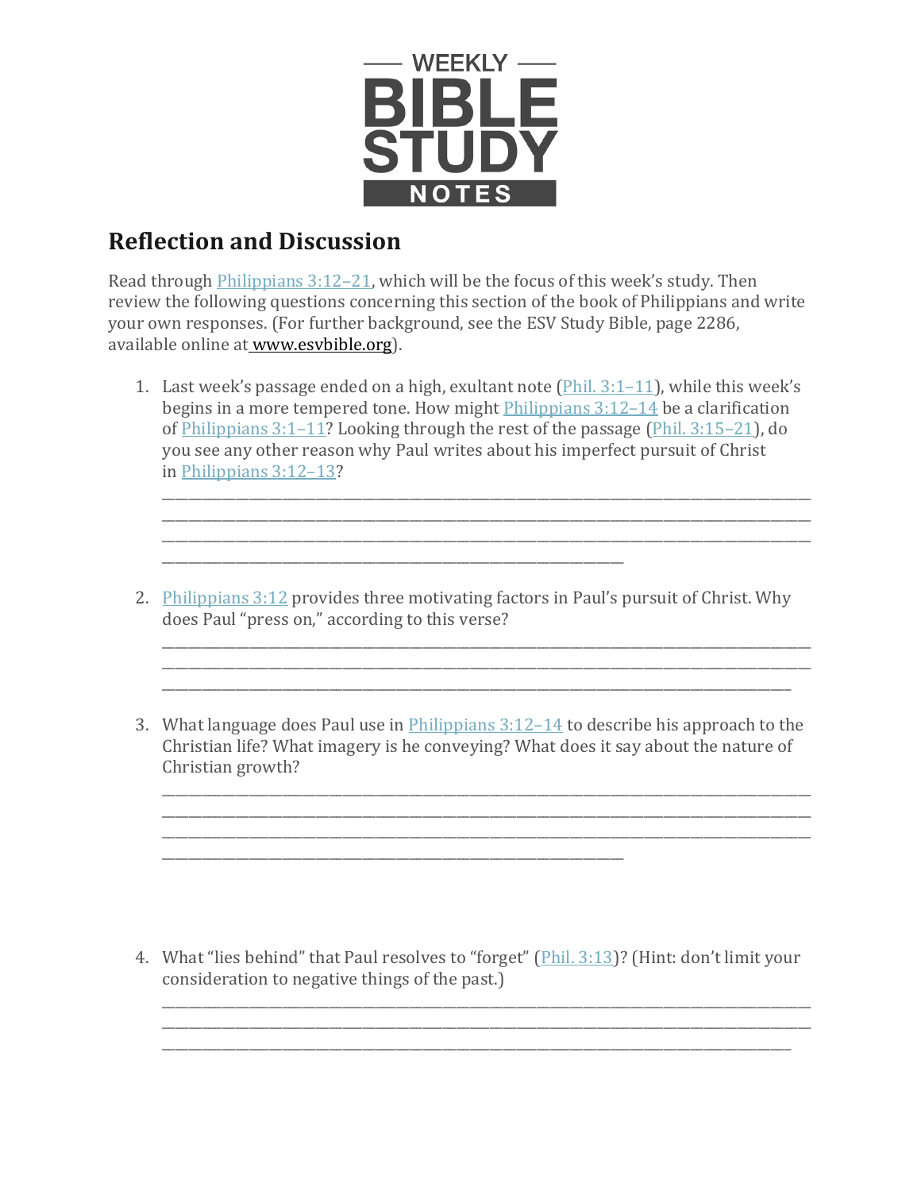WEEKLY

# BIBLE STUDY

NOTES

## Reflection and Discussion

Read through Philippians 3:12–21, which will be the focus of this week's study. Then review the following questions concerning this section of the book of Philippians and write your own responses. (For further background, see the ESV Study Bible, page 2286, available online at www.esvbible.org).

1. Last week's passage ended on a high, exultant note (Phil. 3:1–11), while this week's begins in a more tempered tone. How might Philippians 3:12–14 be a clarification of Philippians 3:1–11? Looking through the rest of the passage (Phil. 3:15–21), do you see any other reason why Paul writes about his imperfect pursuit of Christ in Philippians 3:12–13?

   ______________________________________________________________________________
   ______________________________________________________________________________
   ______________________________________________________________________________
   ________________________________________________________

2. Philippians 3:12 provides three motivating factors in Paul's pursuit of Christ. Why does Paul "press on," according to this verse?

   ______________________________________________________________________________
   ______________________________________________________________________________
   ____________________________________________________________________________

3. What language does Paul use in Philippians 3:12–14 to describe his approach to the Christian life? What imagery is he conveying? What does it say about the nature of Christian growth?

   ______________________________________________________________________________
   ______________________________________________________________________________
   ______________________________________________________________________________
   ________________________________________________________

4. What "lies behind" that Paul resolves to "forget" (Phil. 3:13)? (Hint: don't limit your consideration to negative things of the past.)

   ______________________________________________________________________________
   ______________________________________________________________________________
   ____________________________________________________________________________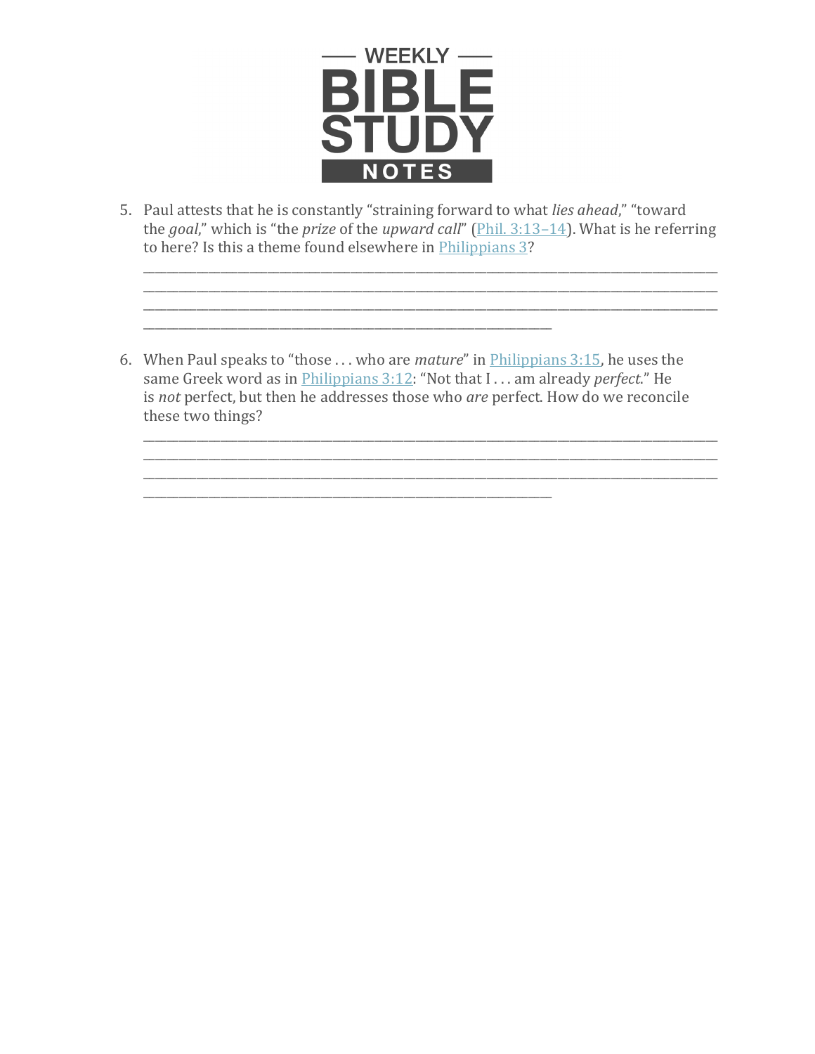5. Paul attests that he is constantly "straining forward to what *lies ahead*," "toward the *goal*," which is "the *prize* of the *upward call*" (Phil. 3:13–14). What is he referring to here? Is this a theme found elsewhere in Philippians 3?

   ______________________________________________________________________________
   ______________________________________________________________________________
   ______________________________________________________________________________
   ______________________________________________________

6. When Paul speaks to "those . . . who are *mature*" in Philippians 3:15, he uses the same Greek word as in Philippians 3:12: "Not that I . . . am already *perfect*." He is *not* perfect, but then he addresses those who *are* perfect. How do we reconcile these two things?

   ______________________________________________________________________________
   ______________________________________________________________________________
   ______________________________________________________________________________
   ______________________________________________________